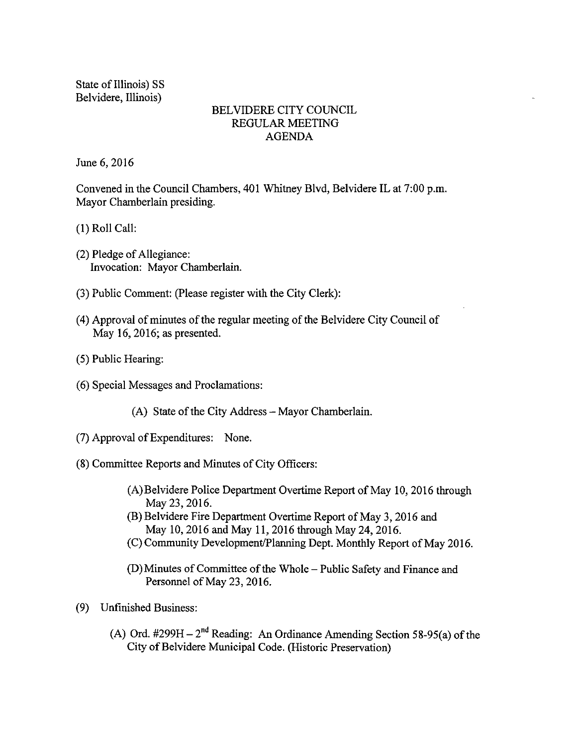State of Illinois) SS
Belvidere, Illinois)

# BELVIDERE CITY COUNCIL
## REGULAR MEETING
## AGENDA

June 6, 2016

Convened in the Council Chambers, 401 Whitney Blvd, Belvidere IL at 7:00 p.m.
Mayor Chamberlain presiding.

(1) Roll Call:

(2) Pledge of Allegiance:
Invocation: Mayor Chamberlain.

(3) Public Comment: (Please register with the City Clerk):

(4) Approval of minutes of the regular meeting of the Belvidere City Council of May 16, 2016; as presented.

(5) Public Hearing:

(6) Special Messages and Proclamations:

(A) State of the City Address – Mayor Chamberlain.

(7) Approval of Expenditures: None.

(8) Committee Reports and Minutes of City Officers:

(A) Belvidere Police Department Overtime Report of May 10, 2016 through May 23, 2016.
(B) Belvidere Fire Department Overtime Report of May 3, 2016 and May 10, 2016 and May 11, 2016 through May 24, 2016.
(C) Community Development/Planning Dept. Monthly Report of May 2016.

(D) Minutes of Committee of the Whole – Public Safety and Finance and Personnel of May 23, 2016.

(9) Unfinished Business:

(A) Ord. #299H – 2nd Reading: An Ordinance Amending Section 58-95(a) of the City of Belvidere Municipal Code. (Historic Preservation)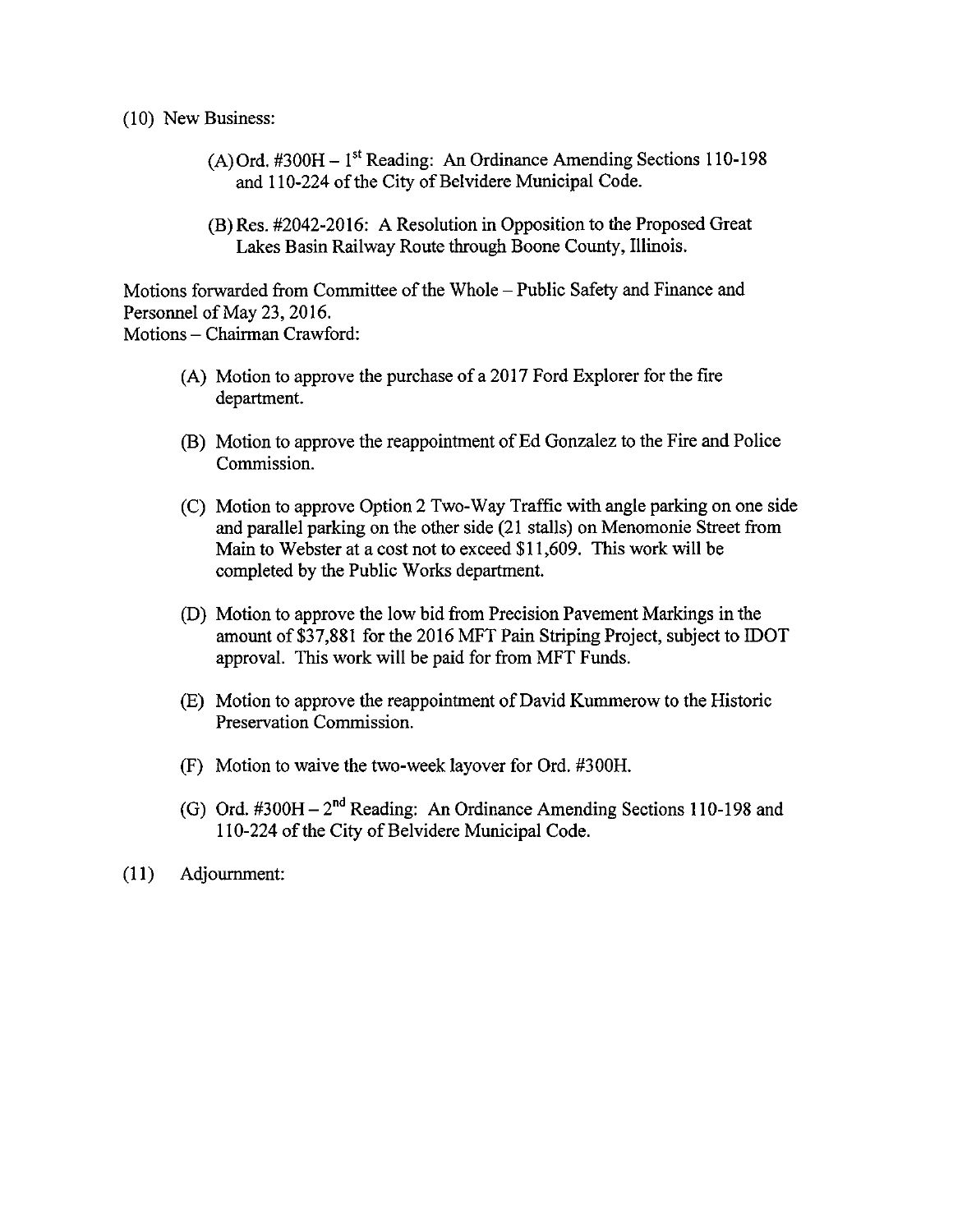(10) New Business:

(A) Ord. #300H – 1st Reading: An Ordinance Amending Sections 110-198 and 110-224 of the City of Belvidere Municipal Code.

(B) Res. #2042-2016: A Resolution in Opposition to the Proposed Great Lakes Basin Railway Route through Boone County, Illinois.

Motions forwarded from Committee of the Whole – Public Safety and Finance and Personnel of May 23, 2016.
Motions – Chairman Crawford:

(A) Motion to approve the purchase of a 2017 Ford Explorer for the fire department.

(B) Motion to approve the reappointment of Ed Gonzalez to the Fire and Police Commission.

(C) Motion to approve Option 2 Two-Way Traffic with angle parking on one side and parallel parking on the other side (21 stalls) on Menomonie Street from Main to Webster at a cost not to exceed $11,609. This work will be completed by the Public Works department.

(D) Motion to approve the low bid from Precision Pavement Markings in the amount of $37,881 for the 2016 MFT Pain Striping Project, subject to IDOT approval. This work will be paid for from MFT Funds.

(E) Motion to approve the reappointment of David Kummerow to the Historic Preservation Commission.

(F) Motion to waive the two-week layover for Ord. #300H.

(G) Ord. #300H – 2nd Reading: An Ordinance Amending Sections 110-198 and 110-224 of the City of Belvidere Municipal Code.

(11) Adjournment: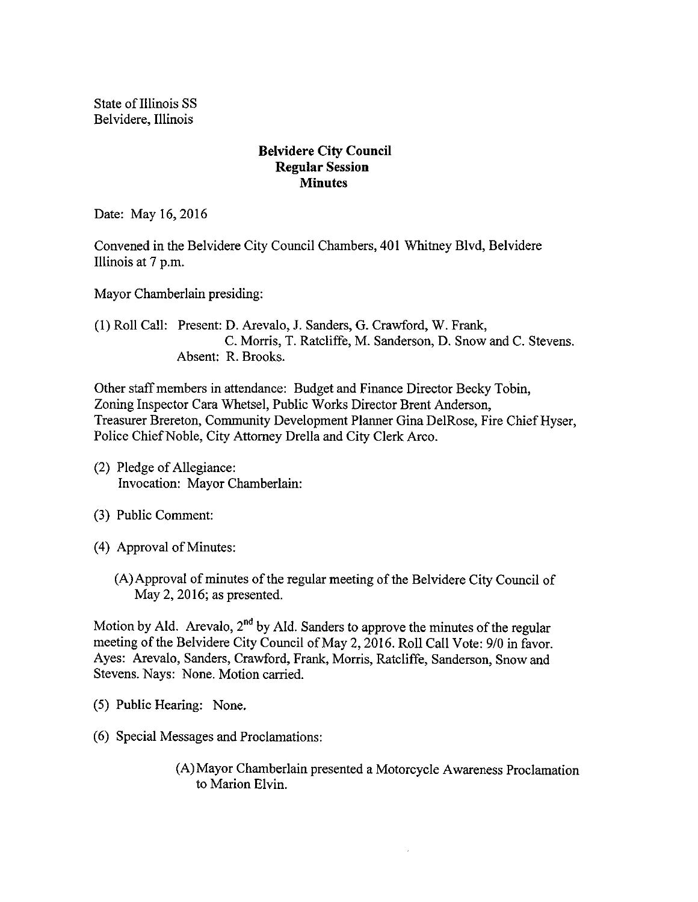State of Illinois SS
Belvidere, Illinois

**Belvidere City Council**
**Regular Session**
**Minutes**

Date: May 16, 2016

Convened in the Belvidere City Council Chambers, 401 Whitney Blvd, Belvidere Illinois at 7 p.m.

Mayor Chamberlain presiding:

(1) Roll Call: Present: D. Arevalo, J. Sanders, G. Crawford, W. Frank, C. Morris, T. Ratcliffe, M. Sanderson, D. Snow and C. Stevens.
Absent: R. Brooks.

Other staff members in attendance: Budget and Finance Director Becky Tobin, Zoning Inspector Cara Whetsel, Public Works Director Brent Anderson, Treasurer Brereton, Community Development Planner Gina DelRose, Fire Chief Hyser, Police Chief Noble, City Attorney Drella and City Clerk Arco.

(2) Pledge of Allegiance:
Invocation: Mayor Chamberlain:

(3) Public Comment:

(4) Approval of Minutes:

(A) Approval of minutes of the regular meeting of the Belvidere City Council of May 2, 2016; as presented.

Motion by Ald. Arevalo, 2nd by Ald. Sanders to approve the minutes of the regular meeting of the Belvidere City Council of May 2, 2016. Roll Call Vote: 9/0 in favor. Ayes: Arevalo, Sanders, Crawford, Frank, Morris, Ratcliffe, Sanderson, Snow and Stevens. Nays: None. Motion carried.

(5) Public Hearing: None.

(6) Special Messages and Proclamations:

(A) Mayor Chamberlain presented a Motorcycle Awareness Proclamation to Marion Elvin.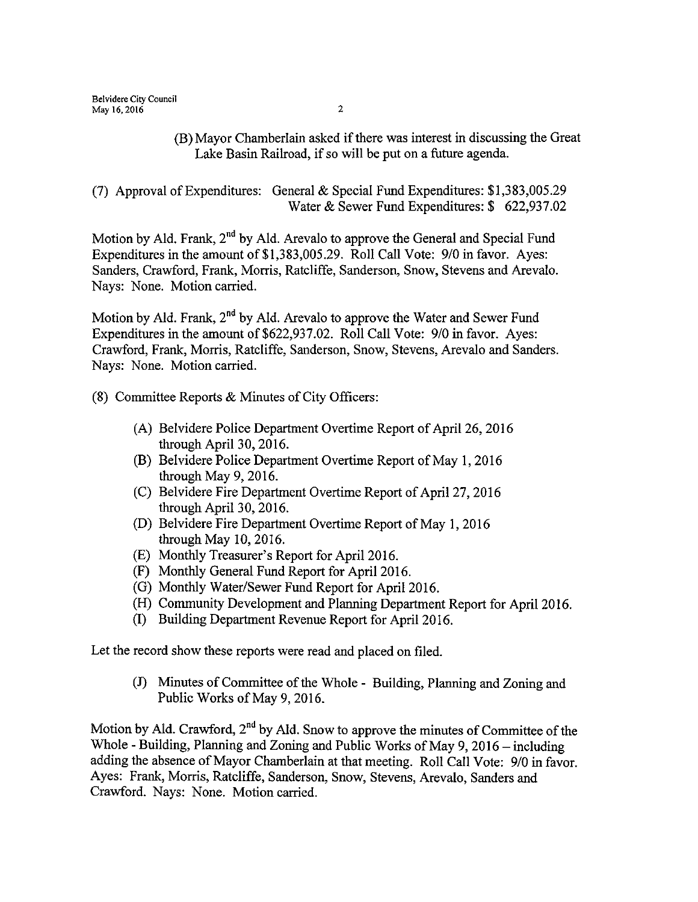(B) Mayor Chamberlain asked if there was interest in discussing the Great Lake Basin Railroad, if so will be put on a future agenda.

(7) Approval of Expenditures: General & Special Fund Expenditures: $1,383,005.29
Water & Sewer Fund Expenditures: $ 622,937.02

Motion by Ald. Frank, 2nd by Ald. Arevalo to approve the General and Special Fund Expenditures in the amount of $1,383,005.29. Roll Call Vote: 9/0 in favor. Ayes: Sanders, Crawford, Frank, Morris, Ratcliffe, Sanderson, Snow, Stevens and Arevalo. Nays: None. Motion carried.

Motion by Ald. Frank, 2nd by Ald. Arevalo to approve the Water and Sewer Fund Expenditures in the amount of $622,937.02. Roll Call Vote: 9/0 in favor. Ayes: Crawford, Frank, Morris, Ratcliffe, Sanderson, Snow, Stevens, Arevalo and Sanders. Nays: None. Motion carried.

(8) Committee Reports & Minutes of City Officers:

- (A) Belvidere Police Department Overtime Report of April 26, 2016 through April 30, 2016.
- (B) Belvidere Police Department Overtime Report of May 1, 2016 through May 9, 2016.
- (C) Belvidere Fire Department Overtime Report of April 27, 2016 through April 30, 2016.
- (D) Belvidere Fire Department Overtime Report of May 1, 2016 through May 10, 2016.
- (E) Monthly Treasurer's Report for April 2016.
- (F) Monthly General Fund Report for April 2016.
- (G) Monthly Water/Sewer Fund Report for April 2016.
- (H) Community Development and Planning Department Report for April 2016.
- (I) Building Department Revenue Report for April 2016.

Let the record show these reports were read and placed on filed.

(J) Minutes of Committee of the Whole - Building, Planning and Zoning and Public Works of May 9, 2016.

Motion by Ald. Crawford, 2nd by Ald. Snow to approve the minutes of Committee of the Whole - Building, Planning and Zoning and Public Works of May 9, 2016 – including adding the absence of Mayor Chamberlain at that meeting. Roll Call Vote: 9/0 in favor. Ayes: Frank, Morris, Ratcliffe, Sanderson, Snow, Stevens, Arevalo, Sanders and Crawford. Nays: None. Motion carried.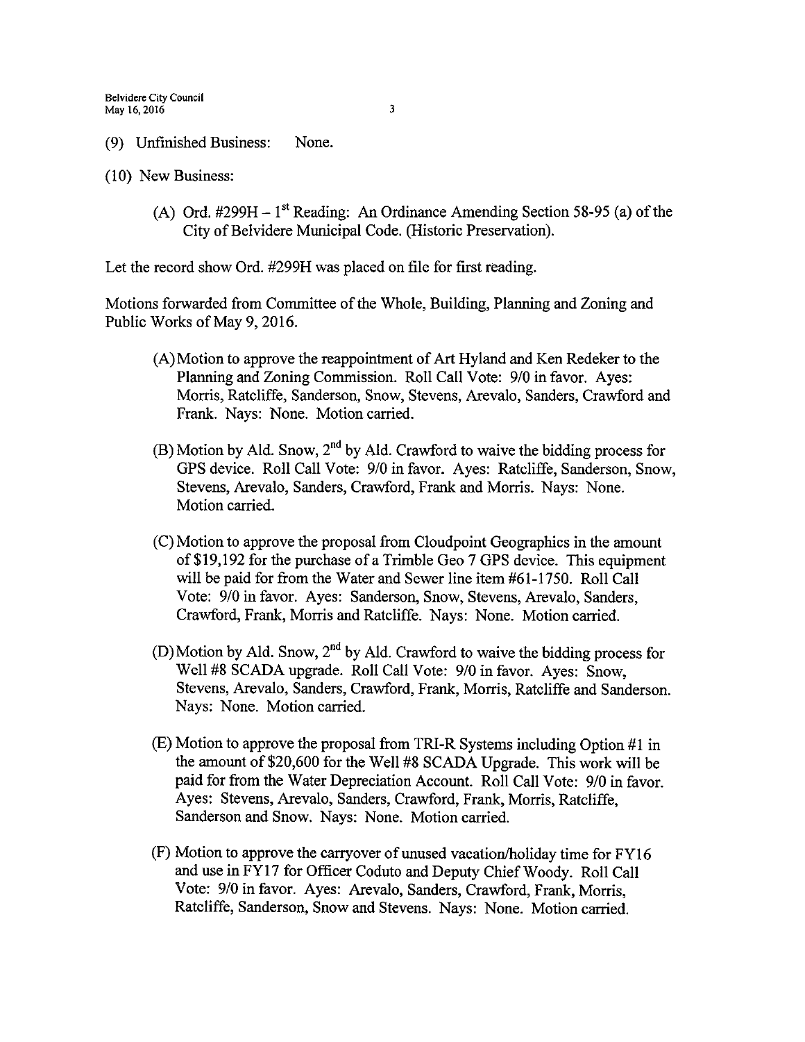(9) Unfinished Business: None.

(10) New Business:

(A) Ord. #299H – 1st Reading: An Ordinance Amending Section 58-95 (a) of the City of Belvidere Municipal Code. (Historic Preservation).

Let the record show Ord. #299H was placed on file for first reading.

Motions forwarded from Committee of the Whole, Building, Planning and Zoning and Public Works of May 9, 2016.

(A) Motion to approve the reappointment of Art Hyland and Ken Redeker to the Planning and Zoning Commission. Roll Call Vote: 9/0 in favor. Ayes: Morris, Ratcliffe, Sanderson, Snow, Stevens, Arevalo, Sanders, Crawford and Frank. Nays: None. Motion carried.

(B) Motion by Ald. Snow, 2nd by Ald. Crawford to waive the bidding process for GPS device. Roll Call Vote: 9/0 in favor. Ayes: Ratcliffe, Sanderson, Snow, Stevens, Arevalo, Sanders, Crawford, Frank and Morris. Nays: None. Motion carried.

(C) Motion to approve the proposal from Cloudpoint Geographics in the amount of $19,192 for the purchase of a Trimble Geo 7 GPS device. This equipment will be paid for from the Water and Sewer line item #61-1750. Roll Call Vote: 9/0 in favor. Ayes: Sanderson, Snow, Stevens, Arevalo, Sanders, Crawford, Frank, Morris and Ratcliffe. Nays: None. Motion carried.

(D) Motion by Ald. Snow, 2nd by Ald. Crawford to waive the bidding process for Well #8 SCADA upgrade. Roll Call Vote: 9/0 in favor. Ayes: Snow, Stevens, Arevalo, Sanders, Crawford, Frank, Morris, Ratcliffe and Sanderson. Nays: None. Motion carried.

(E) Motion to approve the proposal from TRI-R Systems including Option #1 in the amount of $20,600 for the Well #8 SCADA Upgrade. This work will be paid for from the Water Depreciation Account. Roll Call Vote: 9/0 in favor. Ayes: Stevens, Arevalo, Sanders, Crawford, Frank, Morris, Ratcliffe, Sanderson and Snow. Nays: None. Motion carried.

(F) Motion to approve the carryover of unused vacation/holiday time for FY16 and use in FY17 for Officer Coduto and Deputy Chief Woody. Roll Call Vote: 9/0 in favor. Ayes: Arevalo, Sanders, Crawford, Frank, Morris, Ratcliffe, Sanderson, Snow and Stevens. Nays: None. Motion carried.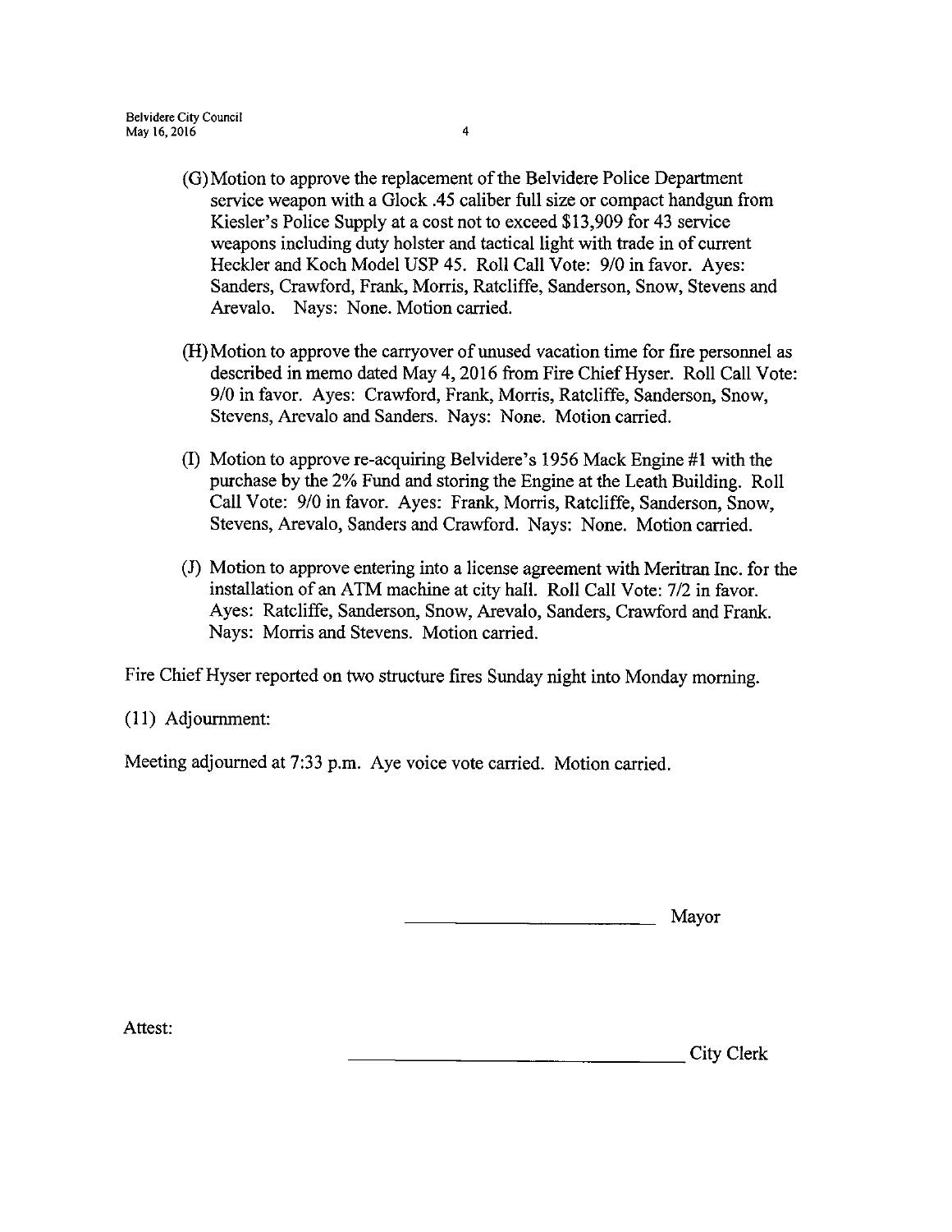(G) Motion to approve the replacement of the Belvidere Police Department service weapon with a Glock .45 caliber full size or compact handgun from Kiesler's Police Supply at a cost not to exceed $13,909 for 43 service weapons including duty holster and tactical light with trade in of current Heckler and Koch Model USP 45. Roll Call Vote: 9/0 in favor. Ayes: Sanders, Crawford, Frank, Morris, Ratcliffe, Sanderson, Snow, Stevens and Arevalo. Nays: None. Motion carried.

(H) Motion to approve the carryover of unused vacation time for fire personnel as described in memo dated May 4, 2016 from Fire Chief Hyser. Roll Call Vote: 9/0 in favor. Ayes: Crawford, Frank, Morris, Ratcliffe, Sanderson, Snow, Stevens, Arevalo and Sanders. Nays: None. Motion carried.

(I) Motion to approve re-acquiring Belvidere's 1956 Mack Engine #1 with the purchase by the 2% Fund and storing the Engine at the Leath Building. Roll Call Vote: 9/0 in favor. Ayes: Frank, Morris, Ratcliffe, Sanderson, Snow, Stevens, Arevalo, Sanders and Crawford. Nays: None. Motion carried.

(J) Motion to approve entering into a license agreement with Meritran Inc. for the installation of an ATM machine at city hall. Roll Call Vote: 7/2 in favor. Ayes: Ratcliffe, Sanderson, Snow, Arevalo, Sanders, Crawford and Frank. Nays: Morris and Stevens. Motion carried.

Fire Chief Hyser reported on two structure fires Sunday night into Monday morning.

(11) Adjournment:

Meeting adjourned at 7:33 p.m. Aye voice vote carried. Motion carried.

\_\_\_\_\_\_\_\_\_\_\_\_\_\_\_\_\_\_\_\_\_\_\_\_\_\_ Mayor

Attest:

\_\_\_\_\_\_\_\_\_\_\_\_\_\_\_\_\_\_\_\_\_\_\_\_\_\_\_\_\_\_\_\_\_\_ City Clerk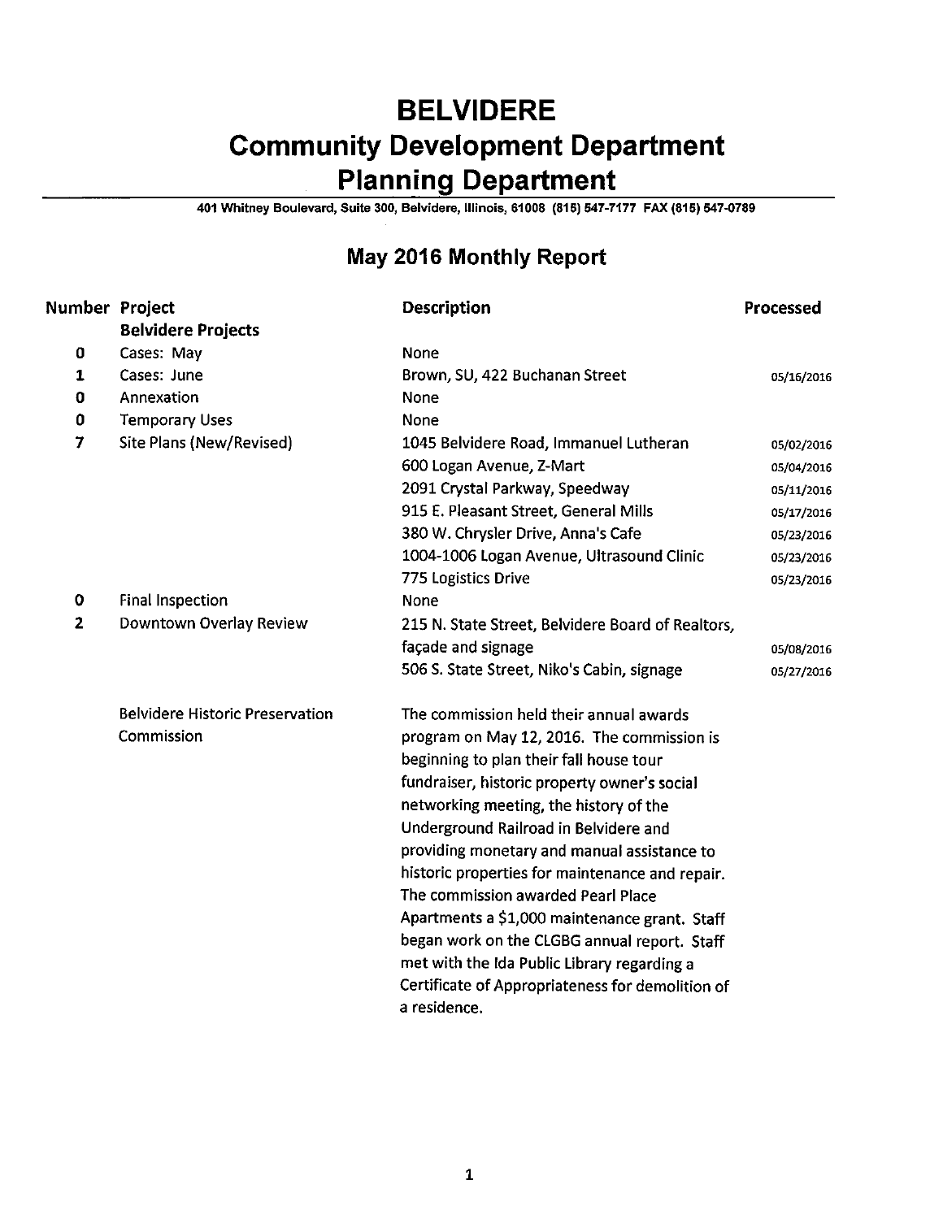# BELVIDERE
# Community Development Department
# Planning Department

401 Whitney Boulevard, Suite 300, Belvidere, Illinois, 61008 (815) 547-7177 FAX (815) 547-0789

## May 2016 Monthly Report

| Number | Project | Description | Processed |
|---|---|---|---|
| | **Belvidere Projects** | | |
| 0 | Cases: May | None | |
| 1 | Cases: June | Brown, SU, 422 Buchanan Street | 05/16/2016 |
| 0 | Annexation | None | |
| 0 | Temporary Uses | None | |
| 7 | Site Plans (New/Revised) | 1045 Belvidere Road, Immanuel Lutheran | 05/02/2016 |
| | | 600 Logan Avenue, Z-Mart | 05/04/2016 |
| | | 2091 Crystal Parkway, Speedway | 05/11/2016 |
| | | 915 E. Pleasant Street, General Mills | 05/17/2016 |
| | | 380 W. Chrysler Drive, Anna's Cafe | 05/23/2016 |
| | | 1004-1006 Logan Avenue, Ultrasound Clinic | 05/23/2016 |
| | | 775 Logistics Drive | 05/23/2016 |
| 0 | Final Inspection | None | |
| 2 | Downtown Overlay Review | 215 N. State Street, Belvidere Board of Realtors, façade and signage | 05/08/2016 |
| | | 506 S. State Street, Niko's Cabin, signage | 05/27/2016 |
| | Belvidere Historic Preservation Commission | The commission held their annual awards program on May 12, 2016. The commission is beginning to plan their fall house tour fundraiser, historic property owner's social networking meeting, the history of the Underground Railroad in Belvidere and providing monetary and manual assistance to historic properties for maintenance and repair. The commission awarded Pearl Place Apartments a $1,000 maintenance grant. Staff began work on the CLGBG annual report. Staff met with the Ida Public Library regarding a Certificate of Appropriateness for demolition of a residence. | |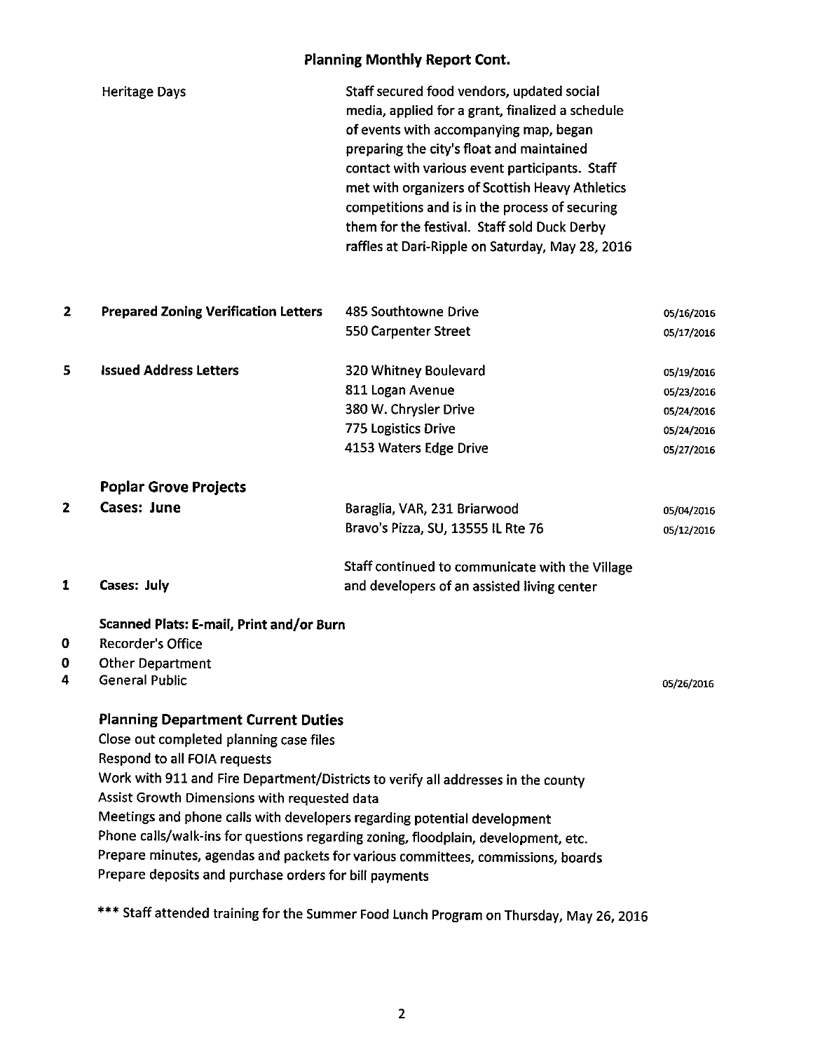## Planning Monthly Report Cont.

| | | | |
|---|---|---|---|
| | Heritage Days | Staff secured food vendors, updated social media, applied for a grant, finalized a schedule of events with accompanying map, began preparing the city's float and maintained contact with various event participants. Staff met with organizers of Scottish Heavy Athletics competitions and is in the process of securing them for the festival. Staff sold Duck Derby raffles at Dari-Ripple on Saturday, May 28, 2016 | |
| **2** | **Prepared Zoning Verification Letters** | 485 Southtowne Drive | 05/16/2016 |
| | | 550 Carpenter Street | 05/17/2016 |
| **5** | **Issued Address Letters** | 320 Whitney Boulevard | 05/19/2016 |
| | | 811 Logan Avenue | 05/23/2016 |
| | | 380 W. Chrysler Drive | 05/24/2016 |
| | | 775 Logistics Drive | 05/24/2016 |
| | | 4153 Waters Edge Drive | 05/27/2016 |

### Poplar Grove Projects

| | | | |
|---|---|---|---|
| **2** | **Cases: June** | Baraglia, VAR, 231 Briarwood | 05/04/2016 |
| | | Bravo's Pizza, SU, 13555 IL Rte 76 | 05/12/2016 |
| **1** | **Cases: July** | Staff continued to communicate with the Village and developers of an assisted living center | |

**Scanned Plats: E-mail, Print and/or Burn**

| | | |
|---|---|---|
| **0** | Recorder's Office | |
| **0** | Other Department | |
| **4** | General Public | 05/26/2016 |

### Planning Department Current Duties

Close out completed planning case files
Respond to all FOIA requests
Work with 911 and Fire Department/Districts to verify all addresses in the county
Assist Growth Dimensions with requested data
Meetings and phone calls with developers regarding potential development
Phone calls/walk-ins for questions regarding zoning, floodplain, development, etc.
Prepare minutes, agendas and packets for various committees, commissions, boards
Prepare deposits and purchase orders for bill payments

*** Staff attended training for the Summer Food Lunch Program on Thursday, May 26, 2016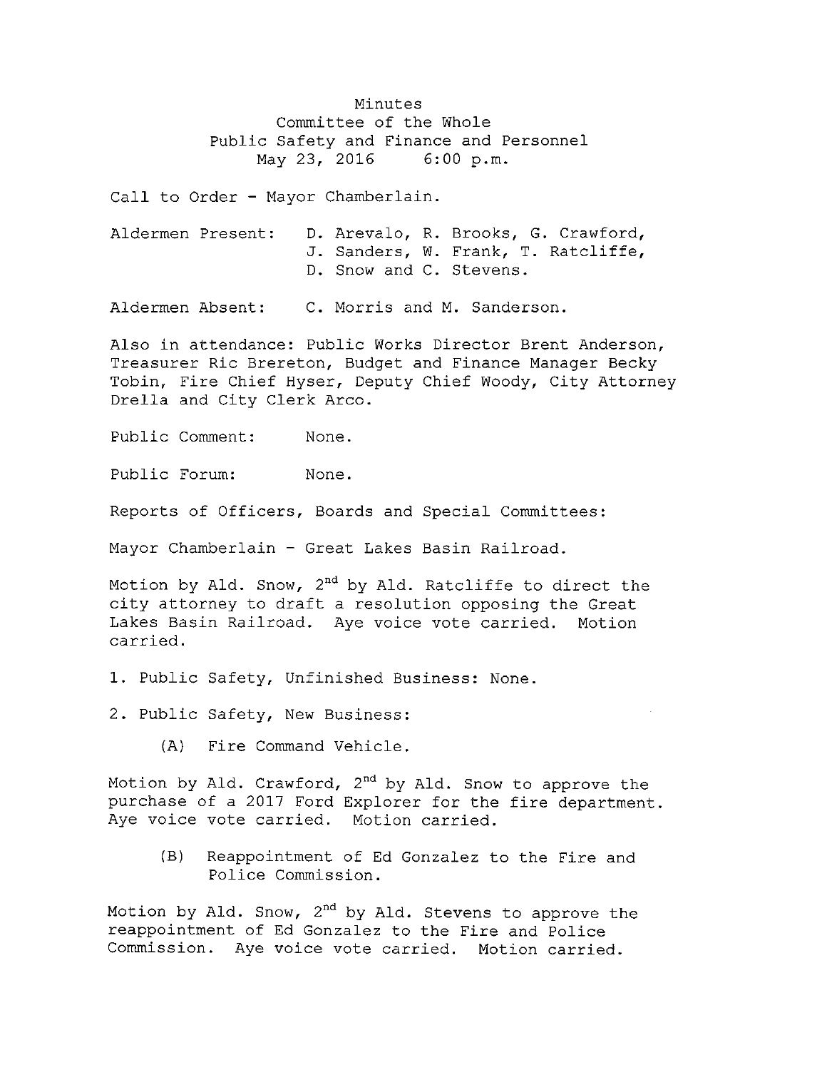# Minutes
## Committee of the Whole
## Public Safety and Finance and Personnel
May 23, 2016 6:00 p.m.

Call to Order - Mayor Chamberlain.

Aldermen Present: D. Arevalo, R. Brooks, G. Crawford, J. Sanders, W. Frank, T. Ratcliffe, D. Snow and C. Stevens.

Aldermen Absent: C. Morris and M. Sanderson.

Also in attendance: Public Works Director Brent Anderson, Treasurer Ric Brereton, Budget and Finance Manager Becky Tobin, Fire Chief Hyser, Deputy Chief Woody, City Attorney Drella and City Clerk Arco.

Public Comment: None.

Public Forum: None.

Reports of Officers, Boards and Special Committees:

Mayor Chamberlain - Great Lakes Basin Railroad.

Motion by Ald. Snow, 2nd by Ald. Ratcliffe to direct the city attorney to draft a resolution opposing the Great Lakes Basin Railroad. Aye voice vote carried. Motion carried.

1. Public Safety, Unfinished Business: None.

2. Public Safety, New Business:

   (A) Fire Command Vehicle.

Motion by Ald. Crawford, 2nd by Ald. Snow to approve the purchase of a 2017 Ford Explorer for the fire department. Aye voice vote carried. Motion carried.

   (B) Reappointment of Ed Gonzalez to the Fire and Police Commission.

Motion by Ald. Snow, 2nd by Ald. Stevens to approve the reappointment of Ed Gonzalez to the Fire and Police Commission. Aye voice vote carried. Motion carried.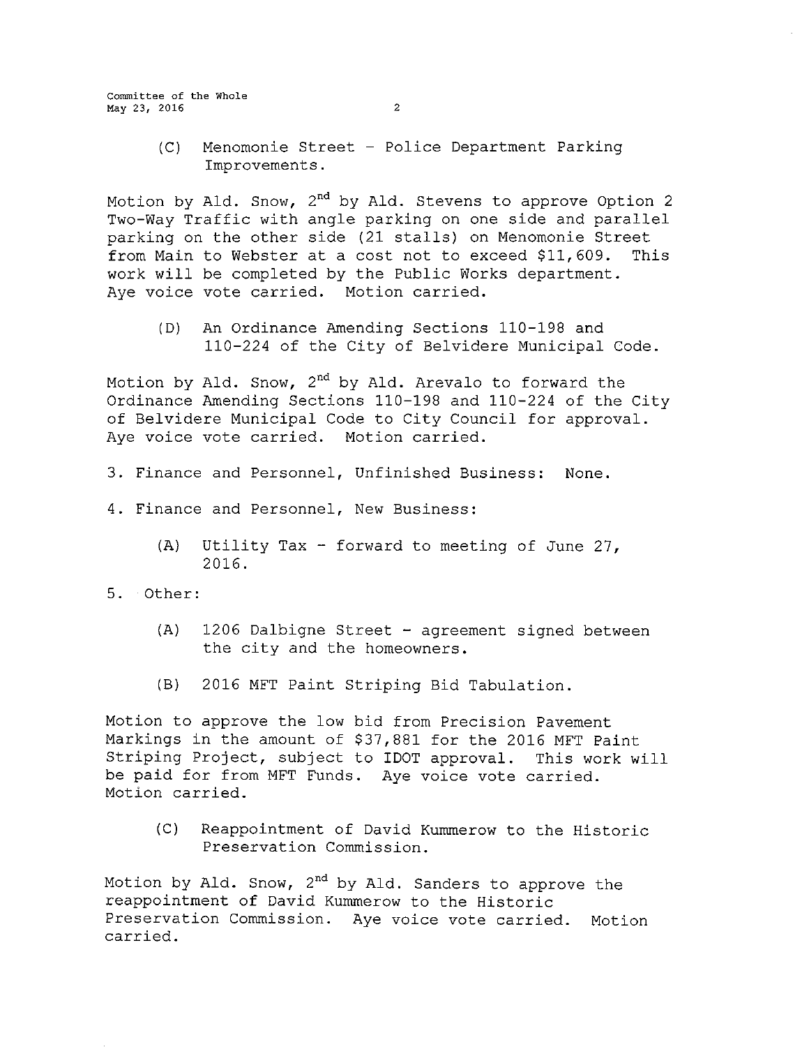(C) Menomonie Street - Police Department Parking Improvements.

Motion by Ald. Snow, 2nd by Ald. Stevens to approve Option 2 Two-Way Traffic with angle parking on one side and parallel parking on the other side (21 stalls) on Menomonie Street from Main to Webster at a cost not to exceed $11,609. This work will be completed by the Public Works department. Aye voice vote carried. Motion carried.

(D) An Ordinance Amending Sections 110-198 and 110-224 of the City of Belvidere Municipal Code.

Motion by Ald. Snow, 2nd by Ald. Arevalo to forward the Ordinance Amending Sections 110-198 and 110-224 of the City of Belvidere Municipal Code to City Council for approval. Aye voice vote carried. Motion carried.

3. Finance and Personnel, Unfinished Business: None.

4. Finance and Personnel, New Business:

(A) Utility Tax - forward to meeting of June 27, 2016.

5. Other:

(A) 1206 Dalbigne Street - agreement signed between the city and the homeowners.

(B) 2016 MFT Paint Striping Bid Tabulation.

Motion to approve the low bid from Precision Pavement Markings in the amount of $37,881 for the 2016 MFT Paint Striping Project, subject to IDOT approval. This work will be paid for from MFT Funds. Aye voice vote carried. Motion carried.

(C) Reappointment of David Kummerow to the Historic Preservation Commission.

Motion by Ald. Snow, 2nd by Ald. Sanders to approve the reappointment of David Kummerow to the Historic Preservation Commission. Aye voice vote carried. Motion carried.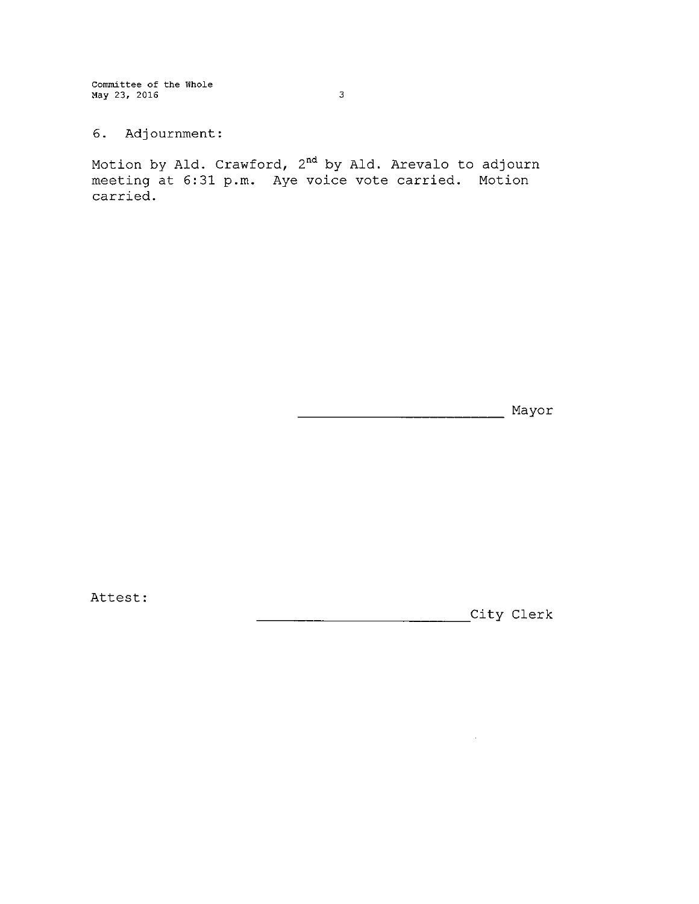6. Adjournment:

Motion by Ald. Crawford, 2nd by Ald. Arevalo to adjourn meeting at 6:31 p.m. Aye voice vote carried. Motion carried.

_________________________ Mayor

Attest:

_________________________ City Clerk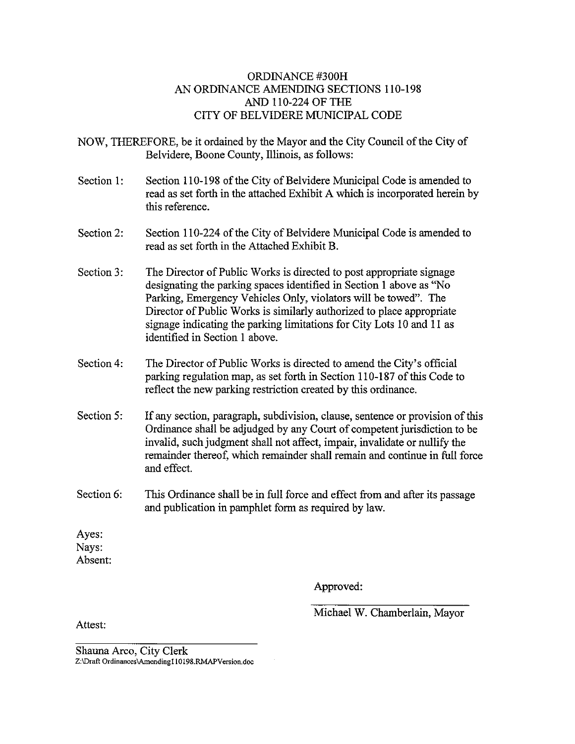# ORDINANCE #300H
## AN ORDINANCE AMENDING SECTIONS 110-198 AND 110-224 OF THE CITY OF BELVIDERE MUNICIPAL CODE

NOW, THEREFORE, be it ordained by the Mayor and the City Council of the City of Belvidere, Boone County, Illinois, as follows:

Section 1: Section 110-198 of the City of Belvidere Municipal Code is amended to read as set forth in the attached Exhibit A which is incorporated herein by this reference.

Section 2: Section 110-224 of the City of Belvidere Municipal Code is amended to read as set forth in the Attached Exhibit B.

Section 3: The Director of Public Works is directed to post appropriate signage designating the parking spaces identified in Section 1 above as "No Parking, Emergency Vehicles Only, violators will be towed". The Director of Public Works is similarly authorized to place appropriate signage indicating the parking limitations for City Lots 10 and 11 as identified in Section 1 above.

Section 4: The Director of Public Works is directed to amend the City's official parking regulation map, as set forth in Section 110-187 of this Code to reflect the new parking restriction created by this ordinance.

Section 5: If any section, paragraph, subdivision, clause, sentence or provision of this Ordinance shall be adjudged by any Court of competent jurisdiction to be invalid, such judgment shall not affect, impair, invalidate or nullify the remainder thereof, which remainder shall remain and continue in full force and effect.

Section 6: This Ordinance shall be in full force and effect from and after its passage and publication in pamphlet form as required by law.

Ayes:
Nays:
Absent:

Approved:

\_\_\_\_\_\_\_\_\_\_\_\_\_\_\_\_\_\_\_\_\_\_\_\_\_\_\_\_
Michael W. Chamberlain, Mayor

Attest:

\_\_\_\_\_\_\_\_\_\_\_\_\_\_\_\_\_\_\_\_\_\_\_\_\_\_\_\_
Shauna Arco, City Clerk

Z:\Draft Ordinances\Amending110198.RMAPVersion.doc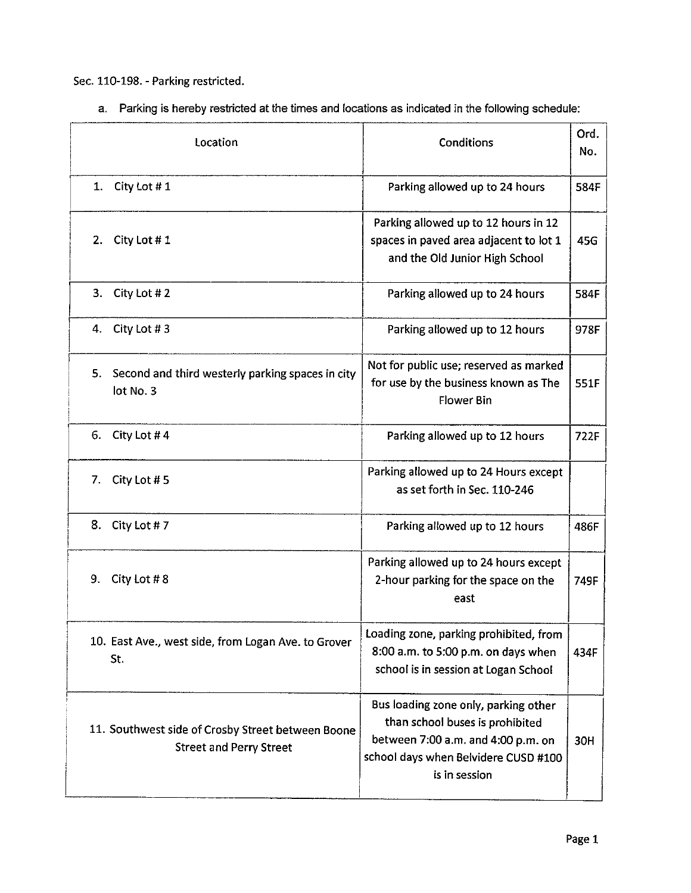Sec. 110-198. - Parking restricted.

a. Parking is hereby restricted at the times and locations as indicated in the following schedule:

| Location | Conditions | Ord. No. |
|---|---|---|
| 1. City Lot # 1 | Parking allowed up to 24 hours | 584F |
| 2. City Lot # 1 | Parking allowed up to 12 hours in 12 spaces in paved area adjacent to lot 1 and the Old Junior High School | 45G |
| 3. City Lot # 2 | Parking allowed up to 24 hours | 584F |
| 4. City Lot # 3 | Parking allowed up to 12 hours | 978F |
| 5. Second and third westerly parking spaces in city lot No. 3 | Not for public use; reserved as marked for use by the business known as The Flower Bin | 551F |
| 6. City Lot # 4 | Parking allowed up to 12 hours | 722F |
| 7. City Lot # 5 | Parking allowed up to 24 Hours except as set forth in Sec. 110-246 | |
| 8. City Lot # 7 | Parking allowed up to 12 hours | 486F |
| 9. City Lot # 8 | Parking allowed up to 24 hours except 2-hour parking for the space on the east | 749F |
| 10. East Ave., west side, from Logan Ave. to Grover St. | Loading zone, parking prohibited, from 8:00 a.m. to 5:00 p.m. on days when school is in session at Logan School | 434F |
| 11. Southwest side of Crosby Street between Boone Street and Perry Street | Bus loading zone only, parking other than school buses is prohibited between 7:00 a.m. and 4:00 p.m. on school days when Belvidere CUSD #100 is in session | 30H |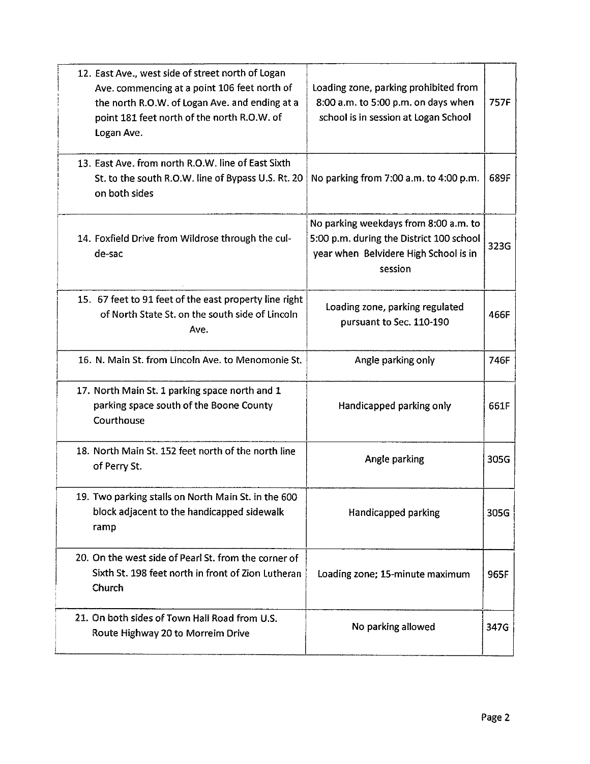| | | |
|---|---|---|
| 12. East Ave., west side of street north of Logan Ave. commencing at a point 106 feet north of the north R.O.W. of Logan Ave. and ending at a point 181 feet north of the north R.O.W. of Logan Ave. | Loading zone, parking prohibited from 8:00 a.m. to 5:00 p.m. on days when school is in session at Logan School | 757F |
| 13. East Ave. from north R.O.W. line of East Sixth St. to the south R.O.W. line of Bypass U.S. Rt. 20 on both sides | No parking from 7:00 a.m. to 4:00 p.m. | 689F |
| 14. Foxfield Drive from Wildrose through the cul-de-sac | No parking weekdays from 8:00 a.m. to 5:00 p.m. during the District 100 school year when Belvidere High School is in session | 323G |
| 15. 67 feet to 91 feet of the east property line right of North State St. on the south side of Lincoln Ave. | Loading zone, parking regulated pursuant to Sec. 110-190 | 466F |
| 16. N. Main St. from Lincoln Ave. to Menomonie St. | Angle parking only | 746F |
| 17. North Main St. 1 parking space north and 1 parking space south of the Boone County Courthouse | Handicapped parking only | 661F |
| 18. North Main St. 152 feet north of the north line of Perry St. | Angle parking | 305G |
| 19. Two parking stalls on North Main St. in the 600 block adjacent to the handicapped sidewalk ramp | Handicapped parking | 305G |
| 20. On the west side of Pearl St. from the corner of Sixth St. 198 feet north in front of Zion Lutheran Church | Loading zone; 15-minute maximum | 965F |
| 21. On both sides of Town Hall Road from U.S. Route Highway 20 to Morreim Drive | No parking allowed | 347G |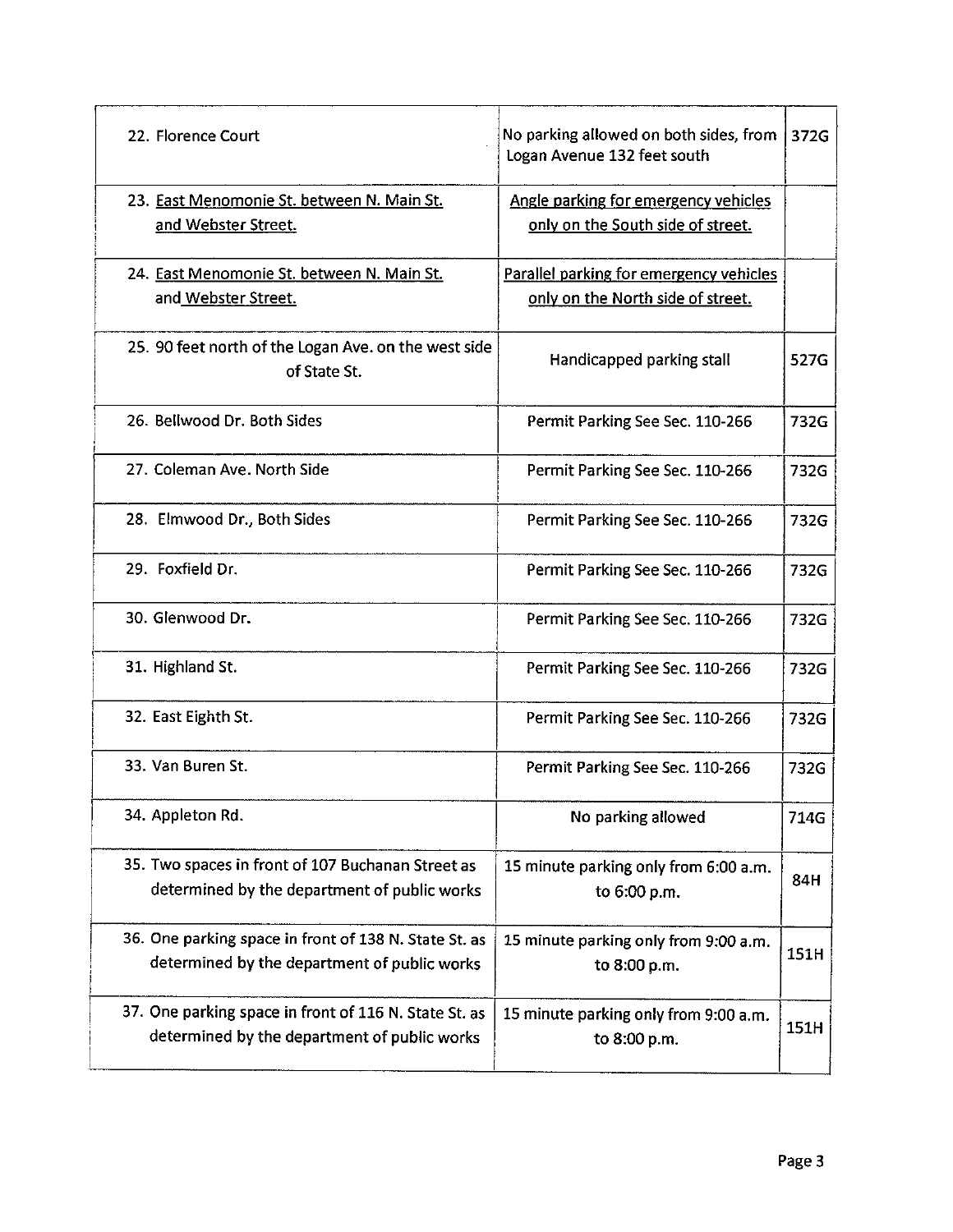| | | |
|---|---|---|
| 22. Florence Court | No parking allowed on both sides, from Logan Avenue 132 feet south | 372G |
| 23. East Menomonie St. between N. Main St. and Webster Street. | Angle parking for emergency vehicles only on the South side of street. | |
| 24. East Menomonie St. between N. Main St. and Webster Street. | Parallel parking for emergency vehicles only on the North side of street. | |
| 25. 90 feet north of the Logan Ave. on the west side of State St. | Handicapped parking stall | 527G |
| 26. Bellwood Dr. Both Sides | Permit Parking See Sec. 110-266 | 732G |
| 27. Coleman Ave. North Side | Permit Parking See Sec. 110-266 | 732G |
| 28. Elmwood Dr., Both Sides | Permit Parking See Sec. 110-266 | 732G |
| 29. Foxfield Dr. | Permit Parking See Sec. 110-266 | 732G |
| 30. Glenwood Dr. | Permit Parking See Sec. 110-266 | 732G |
| 31. Highland St. | Permit Parking See Sec. 110-266 | 732G |
| 32. East Eighth St. | Permit Parking See Sec. 110-266 | 732G |
| 33. Van Buren St. | Permit Parking See Sec. 110-266 | 732G |
| 34. Appleton Rd. | No parking allowed | 714G |
| 35. Two spaces in front of 107 Buchanan Street as determined by the department of public works | 15 minute parking only from 6:00 a.m. to 6:00 p.m. | 84H |
| 36. One parking space in front of 138 N. State St. as determined by the department of public works | 15 minute parking only from 9:00 a.m. to 8:00 p.m. | 151H |
| 37. One parking space in front of 116 N. State St. as determined by the department of public works | 15 minute parking only from 9:00 a.m. to 8:00 p.m. | 151H |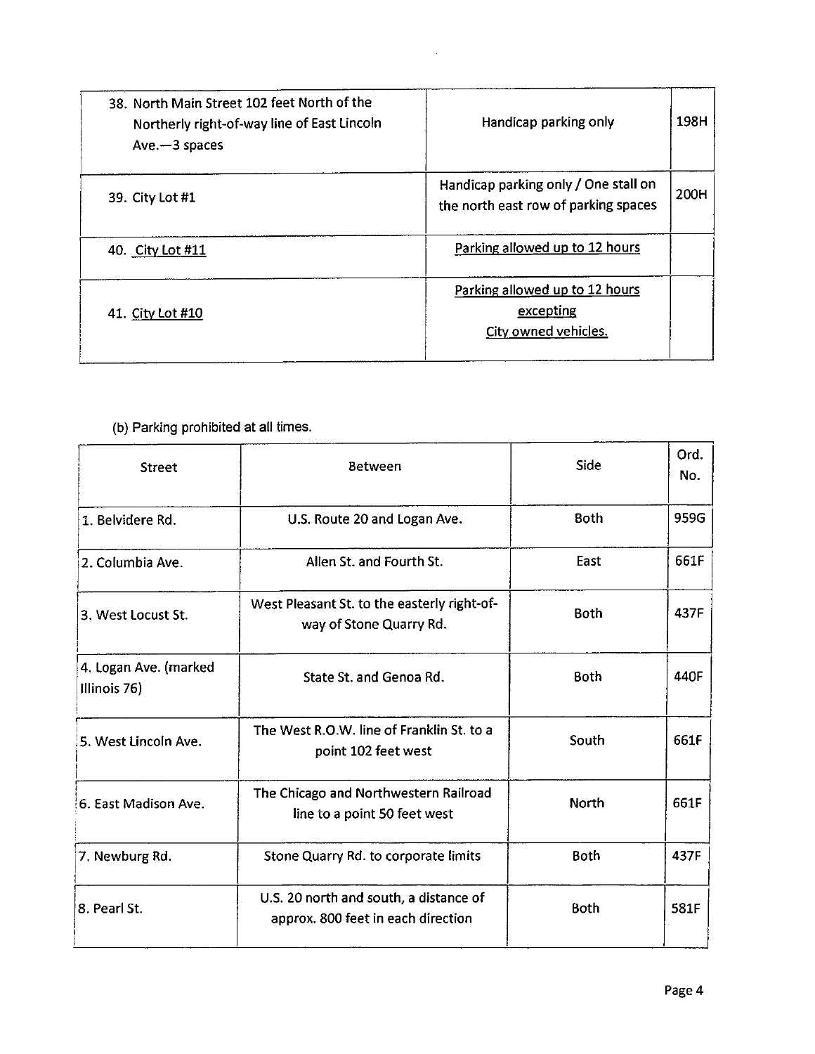| | | |
|---|---|---|
| 38. North Main Street 102 feet North of the Northerly right-of-way line of East Lincoln Ave.—3 spaces | Handicap parking only | 198H |
| 39. City Lot #1 | Handicap parking only / One stall on the north east row of parking spaces | 200H |
| 40. City Lot #11 | Parking allowed up to 12 hours | |
| 41. City Lot #10 | Parking allowed up to 12 hours excepting City owned vehicles. | |

(b) Parking prohibited at all times.

| Street | Between | Side | Ord. No. |
|---|---|---|---|
| 1. Belvidere Rd. | U.S. Route 20 and Logan Ave. | Both | 959G |
| 2. Columbia Ave. | Allen St. and Fourth St. | East | 661F |
| 3. West Locust St. | West Pleasant St. to the easterly right-of-way of Stone Quarry Rd. | Both | 437F |
| 4. Logan Ave. (marked Illinois 76) | State St. and Genoa Rd. | Both | 440F |
| 5. West Lincoln Ave. | The West R.O.W. line of Franklin St. to a point 102 feet west | South | 661F |
| 6. East Madison Ave. | The Chicago and Northwestern Railroad line to a point 50 feet west | North | 661F |
| 7. Newburg Rd. | Stone Quarry Rd. to corporate limits | Both | 437F |
| 8. Pearl St. | U.S. 20 north and south, a distance of approx. 800 feet in each direction | Both | 581F |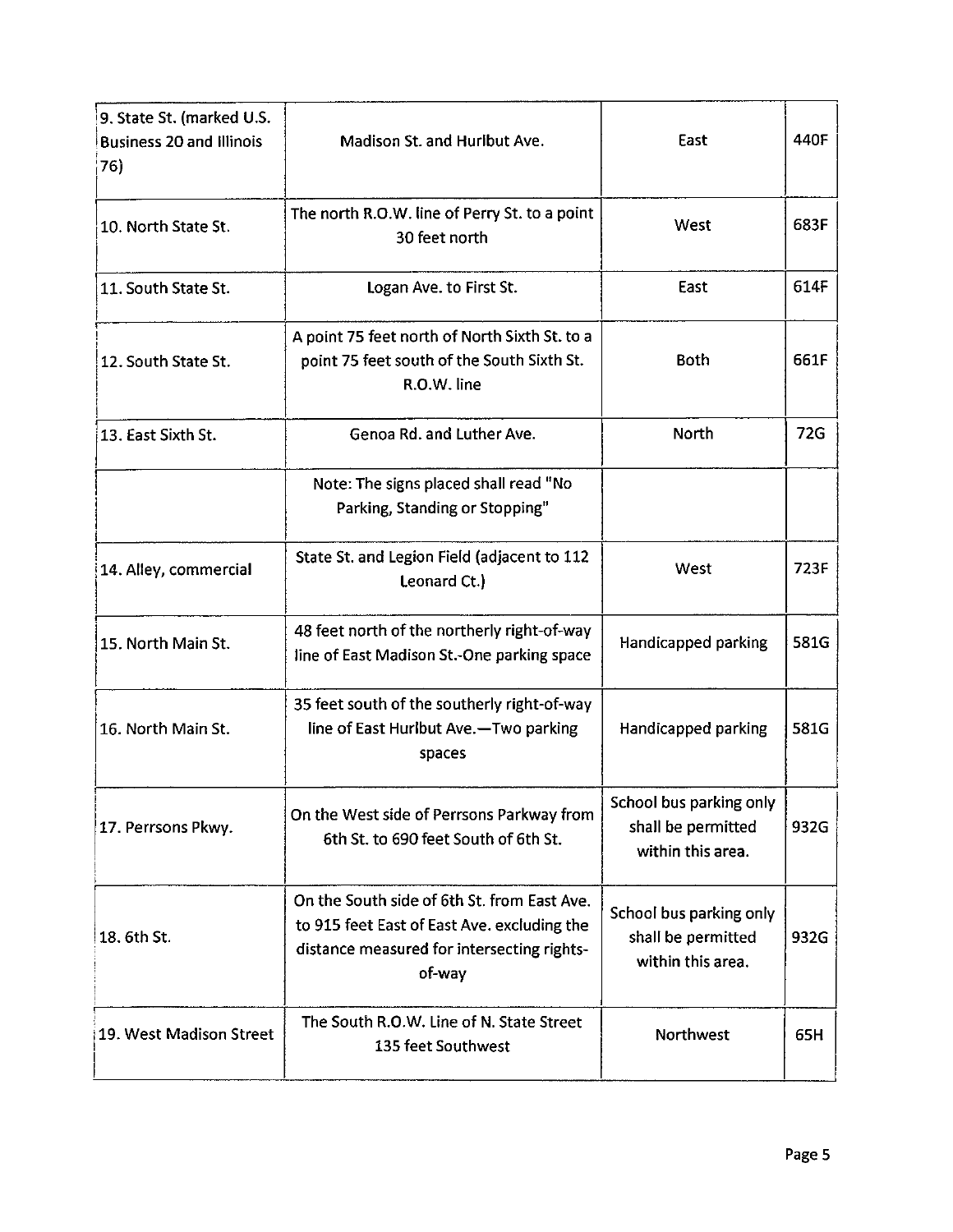| 9. State St. (marked U.S. Business 20 and Illinois 76) | Madison St. and Hurlbut Ave. | East | 440F |
|---|---|---|---|
| 10. North State St. | The north R.O.W. line of Perry St. to a point 30 feet north | West | 683F |
| 11. South State St. | Logan Ave. to First St. | East | 614F |
| 12. South State St. | A point 75 feet north of North Sixth St. to a point 75 feet south of the South Sixth St. R.O.W. line | Both | 661F |
| 13. East Sixth St. | Genoa Rd. and Luther Ave. | North | 72G |
| | Note: The signs placed shall read "No Parking, Standing or Stopping" | | |
| 14. Alley, commercial | State St. and Legion Field (adjacent to 112 Leonard Ct.) | West | 723F |
| 15. North Main St. | 48 feet north of the northerly right-of-way line of East Madison St.-One parking space | Handicapped parking | 581G |
| 16. North Main St. | 35 feet south of the southerly right-of-way line of East Hurlbut Ave.—Two parking spaces | Handicapped parking | 581G |
| 17. Perrsons Pkwy. | On the West side of Perrsons Parkway from 6th St. to 690 feet South of 6th St. | School bus parking only shall be permitted within this area. | 932G |
| 18. 6th St. | On the South side of 6th St. from East Ave. to 915 feet East of East Ave. excluding the distance measured for intersecting rights-of-way | School bus parking only shall be permitted within this area. | 932G |
| 19. West Madison Street | The South R.O.W. Line of N. State Street 135 feet Southwest | Northwest | 65H |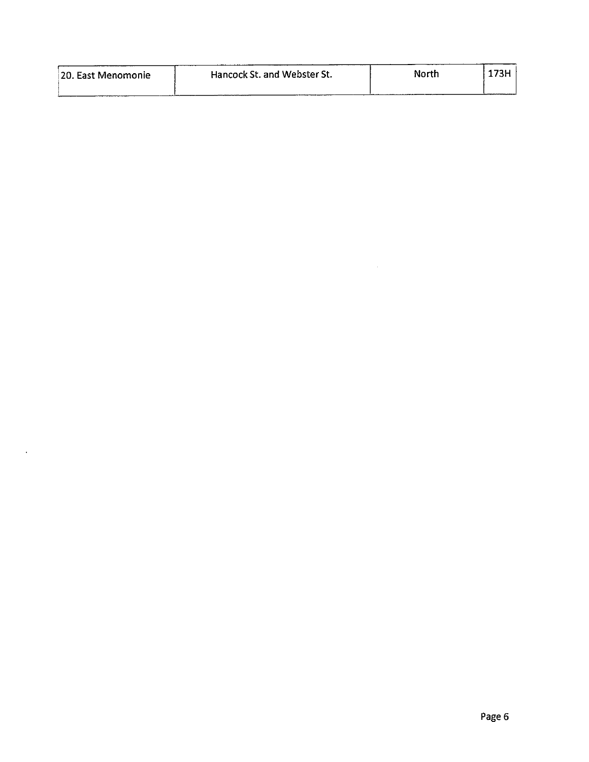| 20. East Menomonie | Hancock St. and Webster St. | North | 173H |
|---|---|---|---|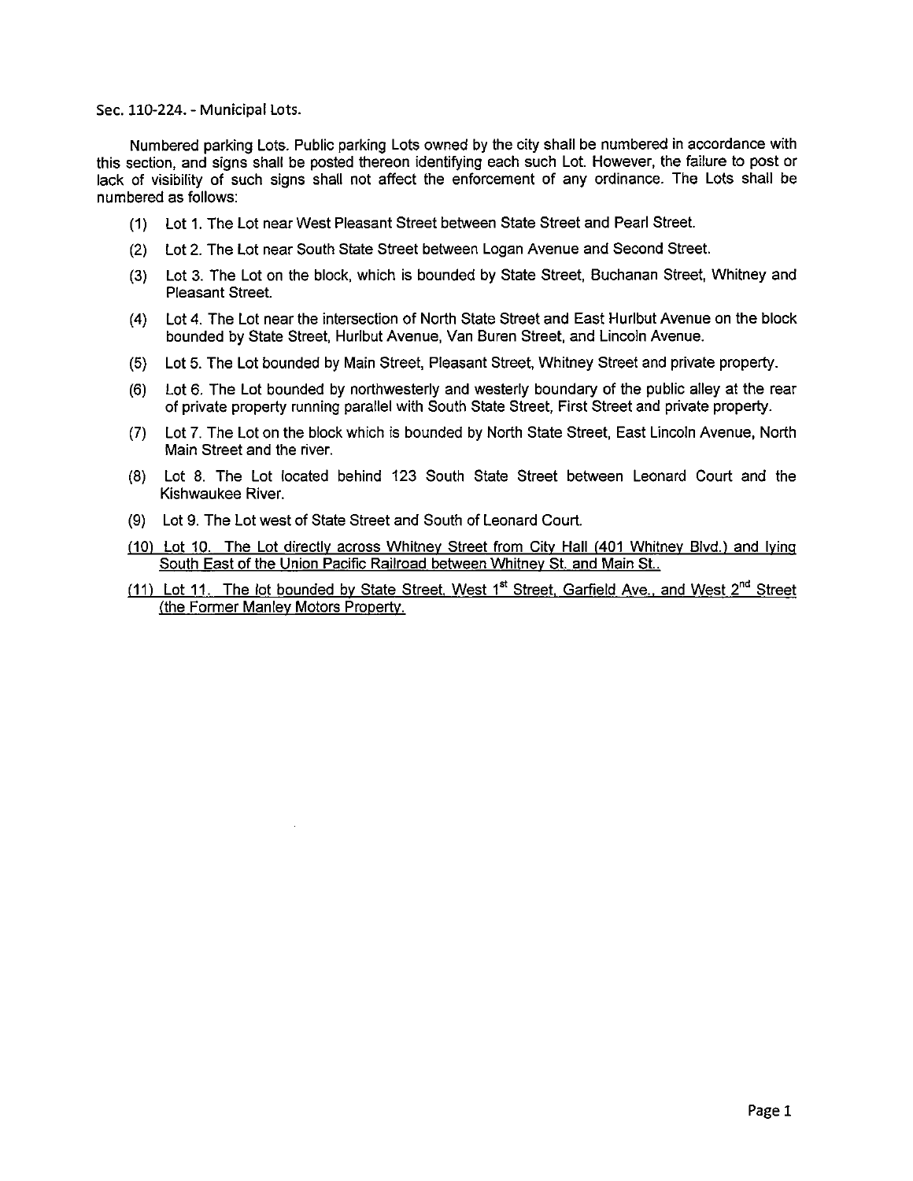Sec. 110-224. - Municipal Lots.

Numbered parking Lots. Public parking Lots owned by the city shall be numbered in accordance with this section, and signs shall be posted thereon identifying each such Lot. However, the failure to post or lack of visibility of such signs shall not affect the enforcement of any ordinance. The Lots shall be numbered as follows:

(1) Lot 1. The Lot near West Pleasant Street between State Street and Pearl Street.

(2) Lot 2. The Lot near South State Street between Logan Avenue and Second Street.

(3) Lot 3. The Lot on the block, which is bounded by State Street, Buchanan Street, Whitney and Pleasant Street.

(4) Lot 4. The Lot near the intersection of North State Street and East Hurlbut Avenue on the block bounded by State Street, Hurlbut Avenue, Van Buren Street, and Lincoln Avenue.

(5) Lot 5. The Lot bounded by Main Street, Pleasant Street, Whitney Street and private property.

(6) Lot 6. The Lot bounded by northwesterly and westerly boundary of the public alley at the rear of private property running parallel with South State Street, First Street and private property.

(7) Lot 7. The Lot on the block which is bounded by North State Street, East Lincoln Avenue, North Main Street and the river.

(8) Lot 8. The Lot located behind 123 South State Street between Leonard Court and the Kishwaukee River.

(9) Lot 9. The Lot west of State Street and South of Leonard Court.

<u>(10) Lot 10. The Lot directly across Whitney Street from City Hall (401 Whitney Blvd.) and lying South East of the Union Pacific Railroad between Whitney St. and Main St..</u>

<u>(11) Lot 11. The lot bounded by State Street, West 1st Street, Garfield Ave., and West 2nd Street (the Former Manley Motors Property.</u>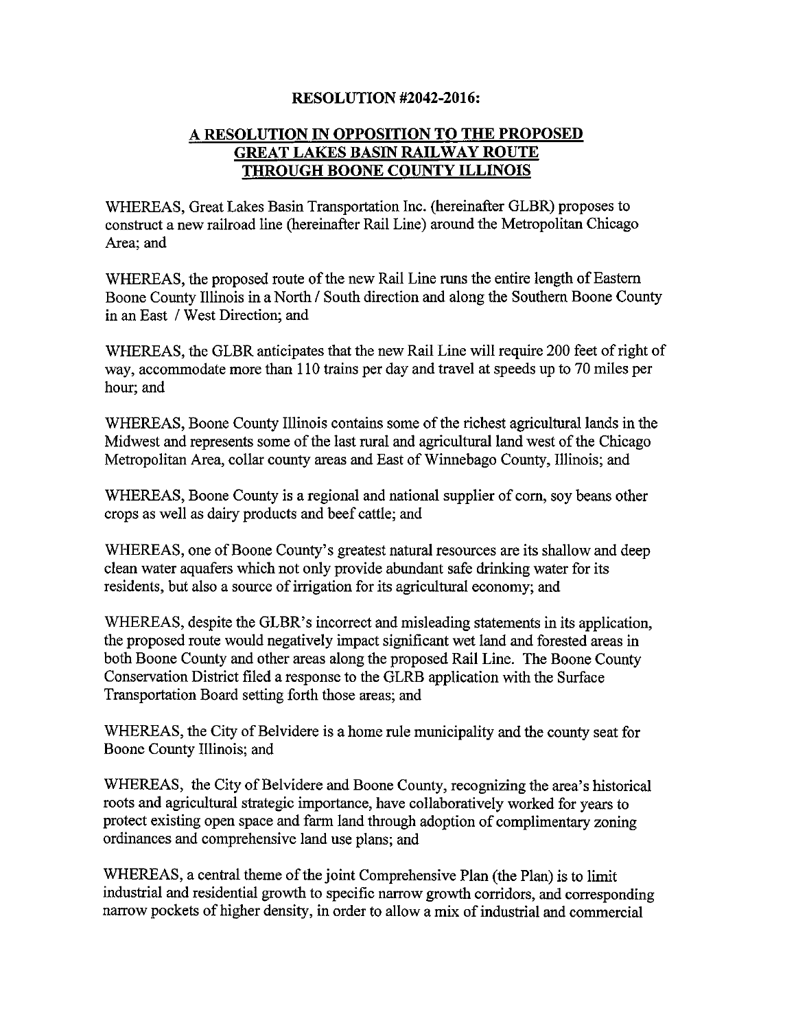**RESOLUTION #2042-2016:**

**A RESOLUTION IN OPPOSITION TO THE PROPOSED GREAT LAKES BASIN RAILWAY ROUTE THROUGH BOONE COUNTY ILLINOIS**

WHEREAS, Great Lakes Basin Transportation Inc. (hereinafter GLBR) proposes to construct a new railroad line (hereinafter Rail Line) around the Metropolitan Chicago Area; and

WHEREAS, the proposed route of the new Rail Line runs the entire length of Eastern Boone County Illinois in a North / South direction and along the Southern Boone County in an East / West Direction; and

WHEREAS, the GLBR anticipates that the new Rail Line will require 200 feet of right of way, accommodate more than 110 trains per day and travel at speeds up to 70 miles per hour; and

WHEREAS, Boone County Illinois contains some of the richest agricultural lands in the Midwest and represents some of the last rural and agricultural land west of the Chicago Metropolitan Area, collar county areas and East of Winnebago County, Illinois; and

WHEREAS, Boone County is a regional and national supplier of corn, soy beans other crops as well as dairy products and beef cattle; and

WHEREAS, one of Boone County's greatest natural resources are its shallow and deep clean water aquafers which not only provide abundant safe drinking water for its residents, but also a source of irrigation for its agricultural economy; and

WHEREAS, despite the GLBR's incorrect and misleading statements in its application, the proposed route would negatively impact significant wet land and forested areas in both Boone County and other areas along the proposed Rail Line. The Boone County Conservation District filed a response to the GLRB application with the Surface Transportation Board setting forth those areas; and

WHEREAS, the City of Belvidere is a home rule municipality and the county seat for Boone County Illinois; and

WHEREAS, the City of Belvidere and Boone County, recognizing the area's historical roots and agricultural strategic importance, have collaboratively worked for years to protect existing open space and farm land through adoption of complimentary zoning ordinances and comprehensive land use plans; and

WHEREAS, a central theme of the joint Comprehensive Plan (the Plan) is to limit industrial and residential growth to specific narrow growth corridors, and corresponding narrow pockets of higher density, in order to allow a mix of industrial and commercial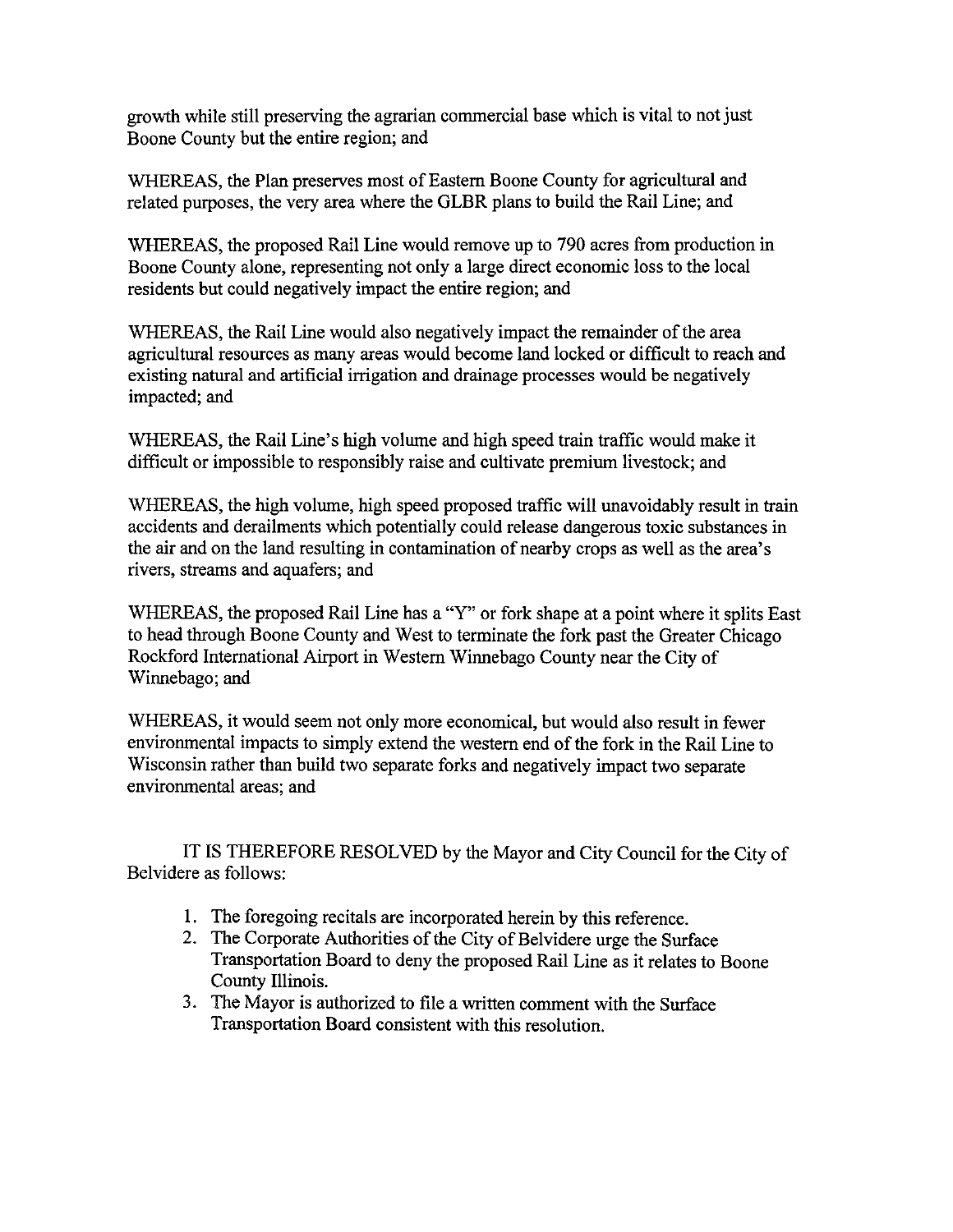growth while still preserving the agrarian commercial base which is vital to not just Boone County but the entire region; and

WHEREAS, the Plan preserves most of Eastern Boone County for agricultural and related purposes, the very area where the GLBR plans to build the Rail Line; and

WHEREAS, the proposed Rail Line would remove up to 790 acres from production in Boone County alone, representing not only a large direct economic loss to the local residents but could negatively impact the entire region; and

WHEREAS, the Rail Line would also negatively impact the remainder of the area agricultural resources as many areas would become land locked or difficult to reach and existing natural and artificial irrigation and drainage processes would be negatively impacted; and

WHEREAS, the Rail Line's high volume and high speed train traffic would make it difficult or impossible to responsibly raise and cultivate premium livestock; and

WHEREAS, the high volume, high speed proposed traffic will unavoidably result in train accidents and derailments which potentially could release dangerous toxic substances in the air and on the land resulting in contamination of nearby crops as well as the area's rivers, streams and aquafers; and

WHEREAS, the proposed Rail Line has a "Y" or fork shape at a point where it splits East to head through Boone County and West to terminate the fork past the Greater Chicago Rockford International Airport in Western Winnebago County near the City of Winnebago; and

WHEREAS, it would seem not only more economical, but would also result in fewer environmental impacts to simply extend the western end of the fork in the Rail Line to Wisconsin rather than build two separate forks and negatively impact two separate environmental areas; and

IT IS THEREFORE RESOLVED by the Mayor and City Council for the City of Belvidere as follows:

1. The foregoing recitals are incorporated herein by this reference.
2. The Corporate Authorities of the City of Belvidere urge the Surface Transportation Board to deny the proposed Rail Line as it relates to Boone County Illinois.
3. The Mayor is authorized to file a written comment with the Surface Transportation Board consistent with this resolution.